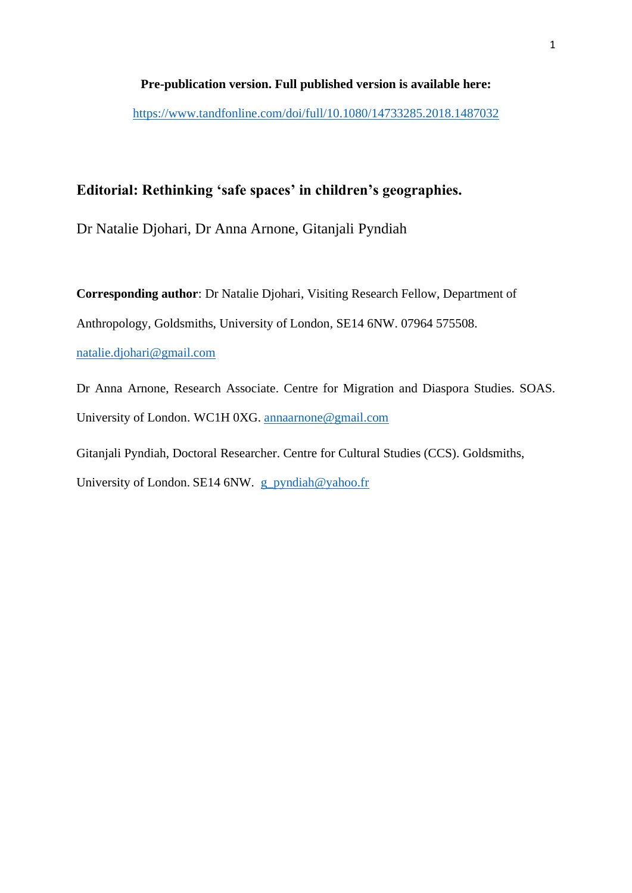**Pre-publication version. Full published version is available here:**

https://www.tandfonline.com/doi/full/10.1080/14733285.2018.1487032

# Editorial: Rethinking 'safe spaces' in children's geographies.

Dr Natalie Djohari, Dr Anna Arnone, Gitanjali Pyndiah

**Corresponding author**: Dr Natalie Djohari, Visiting Research Fellow, Department of Anthropology, Goldsmiths, University of London, SE14 6NW. 07964 575508. natalie.djohari@gmail.com

Dr Anna Arnone, Research Associate. Centre for Migration and Diaspora Studies. SOAS. University of London. WC1H 0XG. annaarnone@gmail.com

Gitanjali Pyndiah, Doctoral Researcher. Centre for Cultural Studies (CCS). Goldsmiths, University of London. SE14 6NW. g_pyndiah@yahoo.fr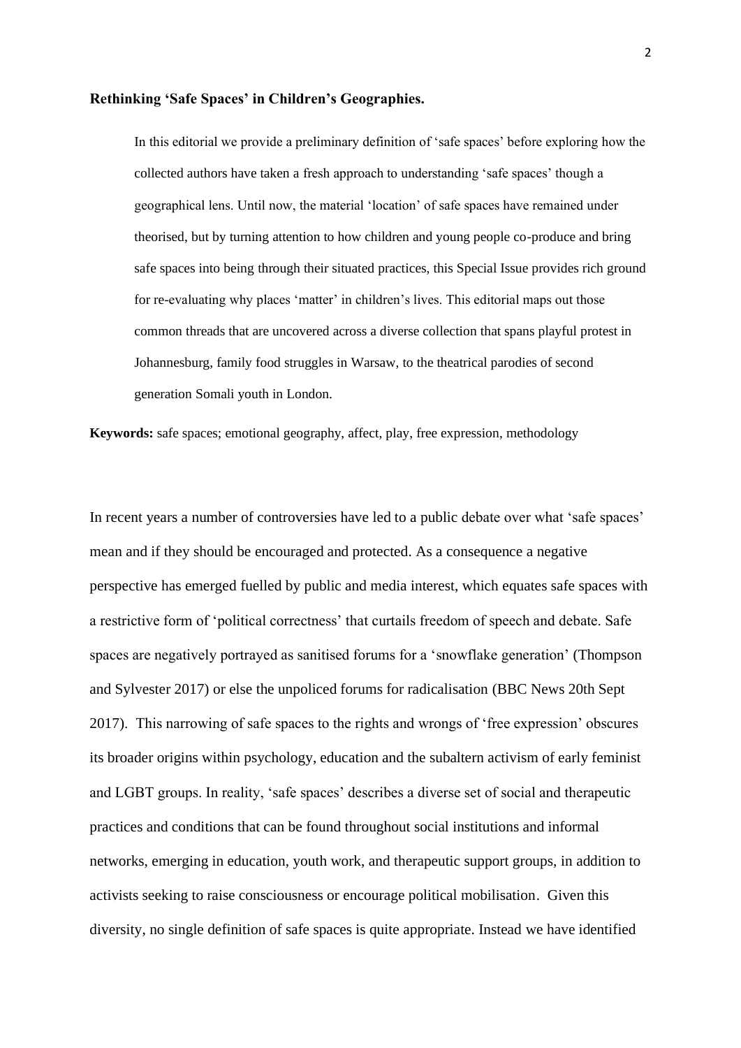**Rethinking 'Safe Spaces' in Children's Geographies.**

> In this editorial we provide a preliminary definition of 'safe spaces' before exploring how the collected authors have taken a fresh approach to understanding 'safe spaces' though a geographical lens. Until now, the material 'location' of safe spaces have remained under theorised, but by turning attention to how children and young people co-produce and bring safe spaces into being through their situated practices, this Special Issue provides rich ground for re-evaluating why places 'matter' in children's lives. This editorial maps out those common threads that are uncovered across a diverse collection that spans playful protest in Johannesburg, family food struggles in Warsaw, to the theatrical parodies of second generation Somali youth in London.

**Keywords:** safe spaces; emotional geography, affect, play, free expression, methodology

In recent years a number of controversies have led to a public debate over what 'safe spaces' mean and if they should be encouraged and protected. As a consequence a negative perspective has emerged fuelled by public and media interest, which equates safe spaces with a restrictive form of 'political correctness' that curtails freedom of speech and debate. Safe spaces are negatively portrayed as sanitised forums for a 'snowflake generation' (Thompson and Sylvester 2017) or else the unpoliced forums for radicalisation (BBC News 20th Sept 2017). This narrowing of safe spaces to the rights and wrongs of 'free expression' obscures its broader origins within psychology, education and the subaltern activism of early feminist and LGBT groups. In reality, 'safe spaces' describes a diverse set of social and therapeutic practices and conditions that can be found throughout social institutions and informal networks, emerging in education, youth work, and therapeutic support groups, in addition to activists seeking to raise consciousness or encourage political mobilisation. Given this diversity, no single definition of safe spaces is quite appropriate. Instead we have identified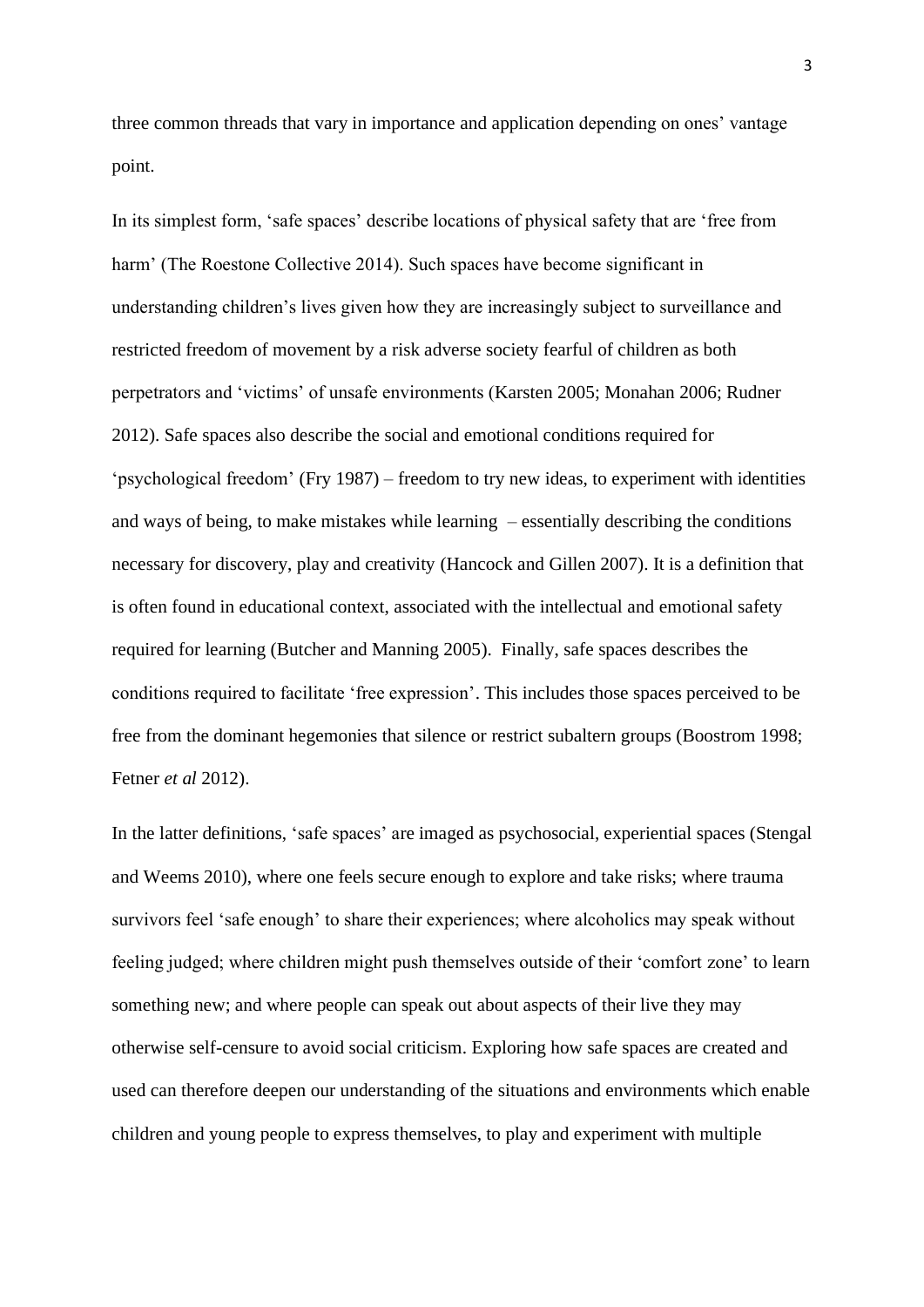three common threads that vary in importance and application depending on ones' vantage point.

In its simplest form, 'safe spaces' describe locations of physical safety that are 'free from harm' (The Roestone Collective 2014). Such spaces have become significant in understanding children's lives given how they are increasingly subject to surveillance and restricted freedom of movement by a risk adverse society fearful of children as both perpetrators and 'victims' of unsafe environments (Karsten 2005; Monahan 2006; Rudner 2012). Safe spaces also describe the social and emotional conditions required for 'psychological freedom' (Fry 1987) – freedom to try new ideas, to experiment with identities and ways of being, to make mistakes while learning – essentially describing the conditions necessary for discovery, play and creativity (Hancock and Gillen 2007). It is a definition that is often found in educational context, associated with the intellectual and emotional safety required for learning (Butcher and Manning 2005). Finally, safe spaces describes the conditions required to facilitate 'free expression'. This includes those spaces perceived to be free from the dominant hegemonies that silence or restrict subaltern groups (Boostrom 1998; Fetner *et al* 2012).

In the latter definitions, 'safe spaces' are imaged as psychosocial, experiential spaces (Stengal and Weems 2010), where one feels secure enough to explore and take risks; where trauma survivors feel 'safe enough' to share their experiences; where alcoholics may speak without feeling judged; where children might push themselves outside of their 'comfort zone' to learn something new; and where people can speak out about aspects of their live they may otherwise self-censure to avoid social criticism. Exploring how safe spaces are created and used can therefore deepen our understanding of the situations and environments which enable children and young people to express themselves, to play and experiment with multiple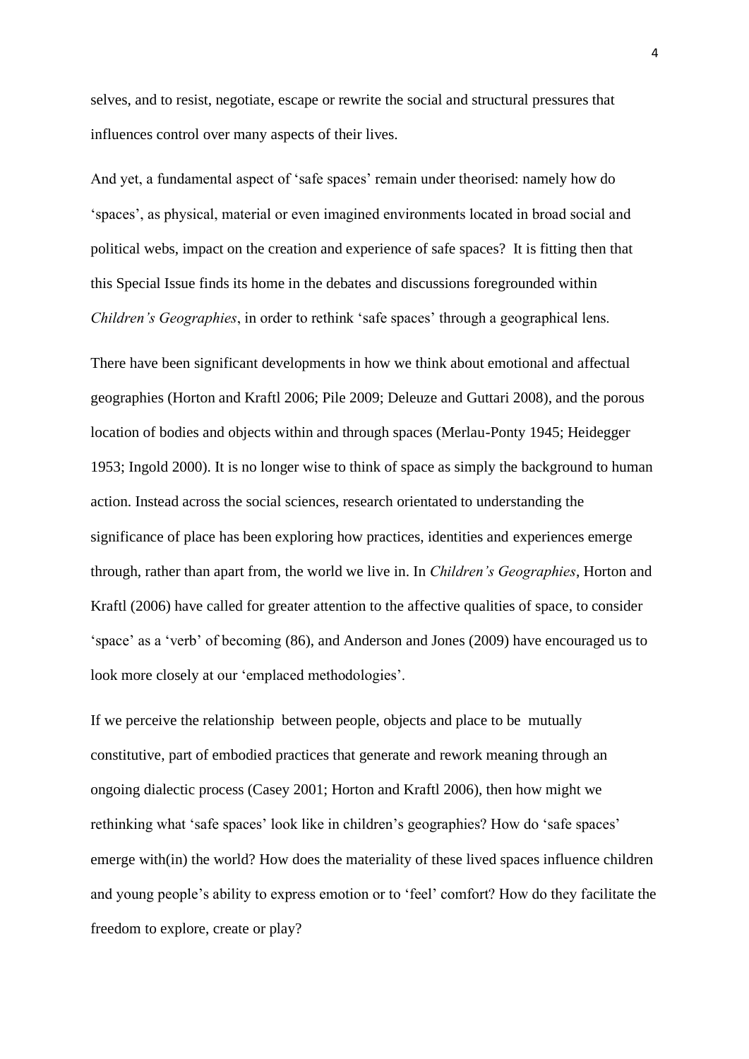selves, and to resist, negotiate, escape or rewrite the social and structural pressures that influences control over many aspects of their lives.

And yet, a fundamental aspect of 'safe spaces' remain under theorised: namely how do 'spaces', as physical, material or even imagined environments located in broad social and political webs, impact on the creation and experience of safe spaces? It is fitting then that this Special Issue finds its home in the debates and discussions foregrounded within *Children's Geographies*, in order to rethink 'safe spaces' through a geographical lens.

There have been significant developments in how we think about emotional and affectual geographies (Horton and Kraftl 2006; Pile 2009; Deleuze and Guttari 2008), and the porous location of bodies and objects within and through spaces (Merlau-Ponty 1945; Heidegger 1953; Ingold 2000). It is no longer wise to think of space as simply the background to human action. Instead across the social sciences, research orientated to understanding the significance of place has been exploring how practices, identities and experiences emerge through, rather than apart from, the world we live in. In *Children's Geographies*, Horton and Kraftl (2006) have called for greater attention to the affective qualities of space, to consider 'space' as a 'verb' of becoming (86), and Anderson and Jones (2009) have encouraged us to look more closely at our 'emplaced methodologies'.

If we perceive the relationship between people, objects and place to be mutually constitutive, part of embodied practices that generate and rework meaning through an ongoing dialectic process (Casey 2001; Horton and Kraftl 2006), then how might we rethinking what 'safe spaces' look like in children's geographies? How do 'safe spaces' emerge with(in) the world? How does the materiality of these lived spaces influence children and young people's ability to express emotion or to 'feel' comfort? How do they facilitate the freedom to explore, create or play?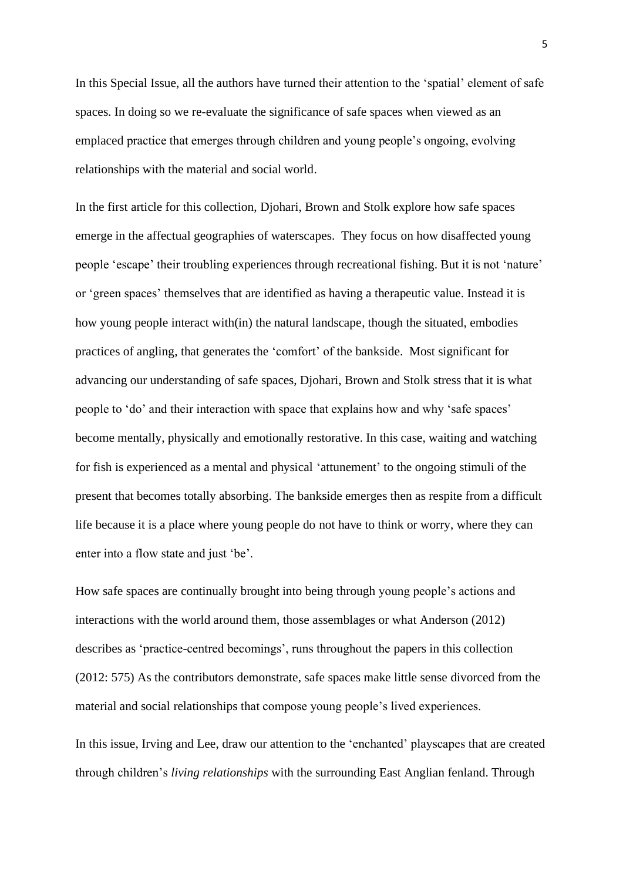In this Special Issue, all the authors have turned their attention to the 'spatial' element of safe spaces. In doing so we re-evaluate the significance of safe spaces when viewed as an emplaced practice that emerges through children and young people's ongoing, evolving relationships with the material and social world.

In the first article for this collection, Djohari, Brown and Stolk explore how safe spaces emerge in the affectual geographies of waterscapes. They focus on how disaffected young people 'escape' their troubling experiences through recreational fishing. But it is not 'nature' or 'green spaces' themselves that are identified as having a therapeutic value. Instead it is how young people interact with(in) the natural landscape, though the situated, embodies practices of angling, that generates the 'comfort' of the bankside. Most significant for advancing our understanding of safe spaces, Djohari, Brown and Stolk stress that it is what people to 'do' and their interaction with space that explains how and why 'safe spaces' become mentally, physically and emotionally restorative. In this case, waiting and watching for fish is experienced as a mental and physical 'attunement' to the ongoing stimuli of the present that becomes totally absorbing. The bankside emerges then as respite from a difficult life because it is a place where young people do not have to think or worry, where they can enter into a flow state and just 'be'.

How safe spaces are continually brought into being through young people's actions and interactions with the world around them, those assemblages or what Anderson (2012) describes as 'practice-centred becomings', runs throughout the papers in this collection (2012: 575) As the contributors demonstrate, safe spaces make little sense divorced from the material and social relationships that compose young people's lived experiences.

In this issue, Irving and Lee, draw our attention to the 'enchanted' playscapes that are created through children's *living relationships* with the surrounding East Anglian fenland. Through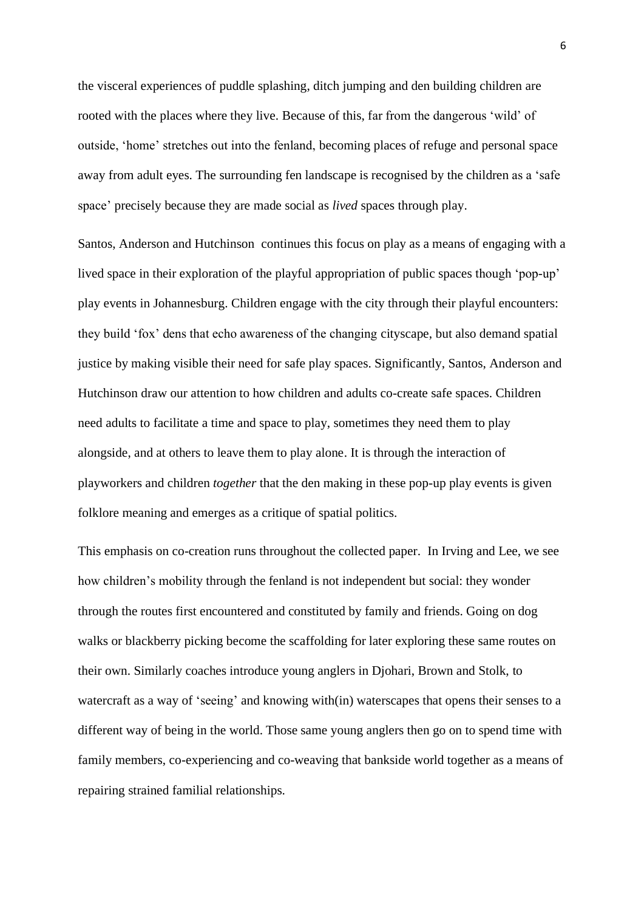the visceral experiences of puddle splashing, ditch jumping and den building children are rooted with the places where they live. Because of this, far from the dangerous 'wild' of outside, 'home' stretches out into the fenland, becoming places of refuge and personal space away from adult eyes. The surrounding fen landscape is recognised by the children as a 'safe space' precisely because they are made social as *lived* spaces through play.

Santos, Anderson and Hutchinson continues this focus on play as a means of engaging with a lived space in their exploration of the playful appropriation of public spaces though 'pop-up' play events in Johannesburg. Children engage with the city through their playful encounters: they build 'fox' dens that echo awareness of the changing cityscape, but also demand spatial justice by making visible their need for safe play spaces. Significantly, Santos, Anderson and Hutchinson draw our attention to how children and adults co-create safe spaces. Children need adults to facilitate a time and space to play, sometimes they need them to play alongside, and at others to leave them to play alone. It is through the interaction of playworkers and children *together* that the den making in these pop-up play events is given folklore meaning and emerges as a critique of spatial politics.

This emphasis on co-creation runs throughout the collected paper. In Irving and Lee, we see how children's mobility through the fenland is not independent but social: they wonder through the routes first encountered and constituted by family and friends. Going on dog walks or blackberry picking become the scaffolding for later exploring these same routes on their own. Similarly coaches introduce young anglers in Djohari, Brown and Stolk, to watercraft as a way of 'seeing' and knowing with(in) waterscapes that opens their senses to a different way of being in the world. Those same young anglers then go on to spend time with family members, co-experiencing and co-weaving that bankside world together as a means of repairing strained familial relationships.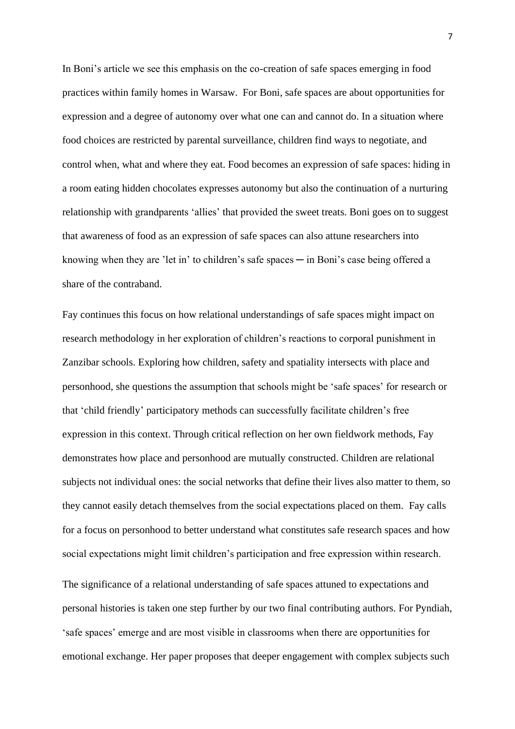In Boni's article we see this emphasis on the co-creation of safe spaces emerging in food practices within family homes in Warsaw. For Boni, safe spaces are about opportunities for expression and a degree of autonomy over what one can and cannot do. In a situation where food choices are restricted by parental surveillance, children find ways to negotiate, and control when, what and where they eat. Food becomes an expression of safe spaces: hiding in a room eating hidden chocolates expresses autonomy but also the continuation of a nurturing relationship with grandparents 'allies' that provided the sweet treats. Boni goes on to suggest that awareness of food as an expression of safe spaces can also attune researchers into knowing when they are 'let in' to children's safe spaces ─ in Boni's case being offered a share of the contraband.

Fay continues this focus on how relational understandings of safe spaces might impact on research methodology in her exploration of children's reactions to corporal punishment in Zanzibar schools. Exploring how children, safety and spatiality intersects with place and personhood, she questions the assumption that schools might be 'safe spaces' for research or that 'child friendly' participatory methods can successfully facilitate children's free expression in this context. Through critical reflection on her own fieldwork methods, Fay demonstrates how place and personhood are mutually constructed. Children are relational subjects not individual ones: the social networks that define their lives also matter to them, so they cannot easily detach themselves from the social expectations placed on them. Fay calls for a focus on personhood to better understand what constitutes safe research spaces and how social expectations might limit children's participation and free expression within research.

The significance of a relational understanding of safe spaces attuned to expectations and personal histories is taken one step further by our two final contributing authors. For Pyndiah, 'safe spaces' emerge and are most visible in classrooms when there are opportunities for emotional exchange. Her paper proposes that deeper engagement with complex subjects such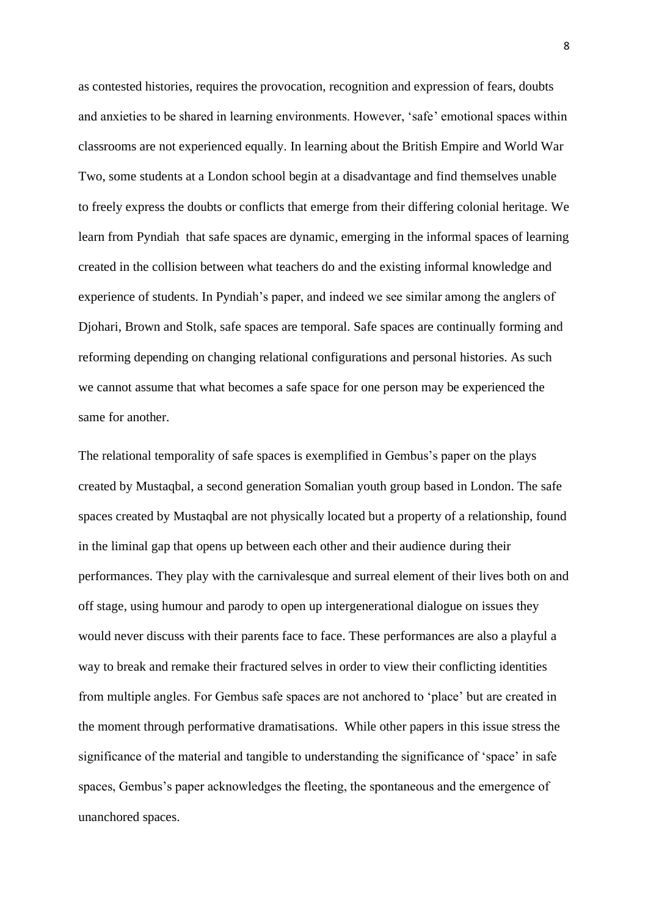as contested histories, requires the provocation, recognition and expression of fears, doubts and anxieties to be shared in learning environments. However, 'safe' emotional spaces within classrooms are not experienced equally. In learning about the British Empire and World War Two, some students at a London school begin at a disadvantage and find themselves unable to freely express the doubts or conflicts that emerge from their differing colonial heritage. We learn from Pyndiah that safe spaces are dynamic, emerging in the informal spaces of learning created in the collision between what teachers do and the existing informal knowledge and experience of students. In Pyndiah's paper, and indeed we see similar among the anglers of Djohari, Brown and Stolk, safe spaces are temporal. Safe spaces are continually forming and reforming depending on changing relational configurations and personal histories. As such we cannot assume that what becomes a safe space for one person may be experienced the same for another.

The relational temporality of safe spaces is exemplified in Gembus's paper on the plays created by Mustaqbal, a second generation Somalian youth group based in London. The safe spaces created by Mustaqbal are not physically located but a property of a relationship, found in the liminal gap that opens up between each other and their audience during their performances. They play with the carnivalesque and surreal element of their lives both on and off stage, using humour and parody to open up intergenerational dialogue on issues they would never discuss with their parents face to face. These performances are also a playful a way to break and remake their fractured selves in order to view their conflicting identities from multiple angles. For Gembus safe spaces are not anchored to 'place' but are created in the moment through performative dramatisations. While other papers in this issue stress the significance of the material and tangible to understanding the significance of 'space' in safe spaces, Gembus's paper acknowledges the fleeting, the spontaneous and the emergence of unanchored spaces.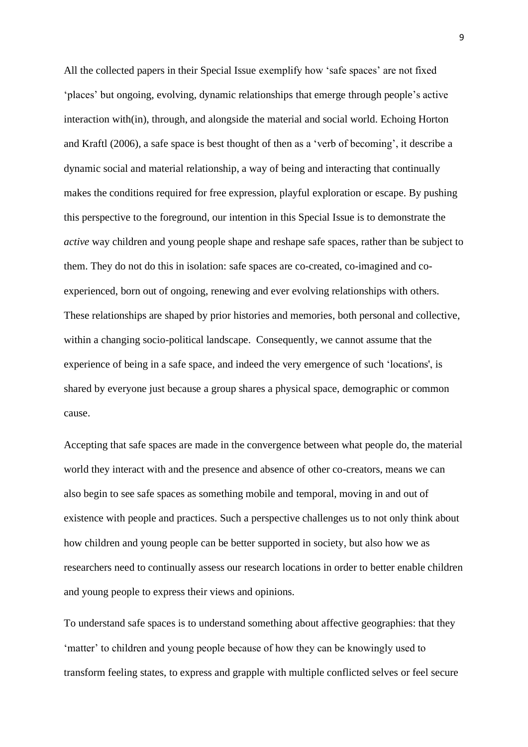All the collected papers in their Special Issue exemplify how 'safe spaces' are not fixed 'places' but ongoing, evolving, dynamic relationships that emerge through people's active interaction with(in), through, and alongside the material and social world. Echoing Horton and Kraftl (2006), a safe space is best thought of then as a 'verb of becoming', it describe a dynamic social and material relationship, a way of being and interacting that continually makes the conditions required for free expression, playful exploration or escape. By pushing this perspective to the foreground, our intention in this Special Issue is to demonstrate the *active* way children and young people shape and reshape safe spaces, rather than be subject to them. They do not do this in isolation: safe spaces are co-created, co-imagined and co-experienced, born out of ongoing, renewing and ever evolving relationships with others. These relationships are shaped by prior histories and memories, both personal and collective, within a changing socio-political landscape. Consequently, we cannot assume that the experience of being in a safe space, and indeed the very emergence of such 'locations', is shared by everyone just because a group shares a physical space, demographic or common cause.

Accepting that safe spaces are made in the convergence between what people do, the material world they interact with and the presence and absence of other co-creators, means we can also begin to see safe spaces as something mobile and temporal, moving in and out of existence with people and practices. Such a perspective challenges us to not only think about how children and young people can be better supported in society, but also how we as researchers need to continually assess our research locations in order to better enable children and young people to express their views and opinions.

To understand safe spaces is to understand something about affective geographies: that they 'matter' to children and young people because of how they can be knowingly used to transform feeling states, to express and grapple with multiple conflicted selves or feel secure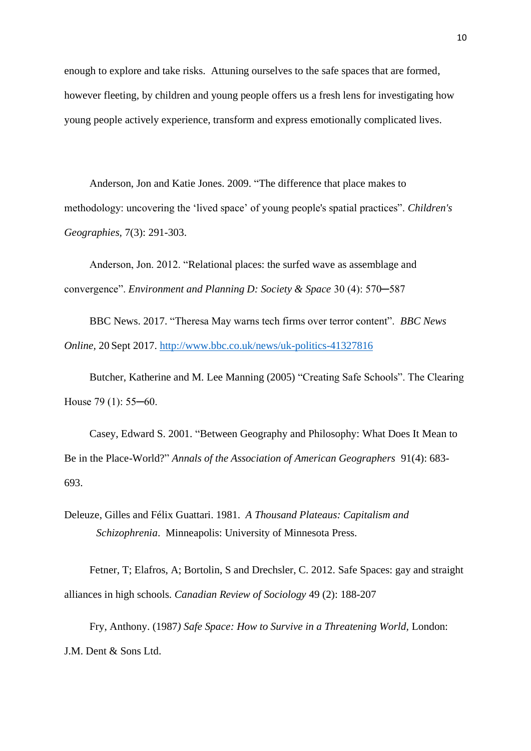enough to explore and take risks. Attuning ourselves to the safe spaces that are formed, however fleeting, by children and young people offers us a fresh lens for investigating how young people actively experience, transform and express emotionally complicated lives.

Anderson, Jon and Katie Jones. 2009. "The difference that place makes to methodology: uncovering the 'lived space' of young people's spatial practices". *Children's Geographies,* 7(3): 291-303.

Anderson, Jon. 2012. "Relational places: the surfed wave as assemblage and convergence". *Environment and Planning D: Society & Space* 30 (4): 570─587

BBC News. 2017. "Theresa May warns tech firms over terror content". *BBC News Online,* 20 Sept 2017. http://www.bbc.co.uk/news/uk-politics-41327816

Butcher, Katherine and M. Lee Manning (2005) "Creating Safe Schools". The Clearing House 79 (1): 55─60.

Casey, Edward S. 2001. "Between Geography and Philosophy: What Does It Mean to Be in the Place-World?" *Annals of the Association of American Geographers* 91(4): 683-693.

Deleuze, Gilles and Félix Guattari. 1981. *A Thousand Plateaus: Capitalism and Schizophrenia*. Minneapolis: University of Minnesota Press.

Fetner, T; Elafros, A; Bortolin, S and Drechsler, C. 2012. Safe Spaces: gay and straight alliances in high schools. *Canadian Review of Sociology* 49 (2): 188-207

Fry, Anthony. (1987*) Safe Space: How to Survive in a Threatening World*, London: J.M. Dent & Sons Ltd.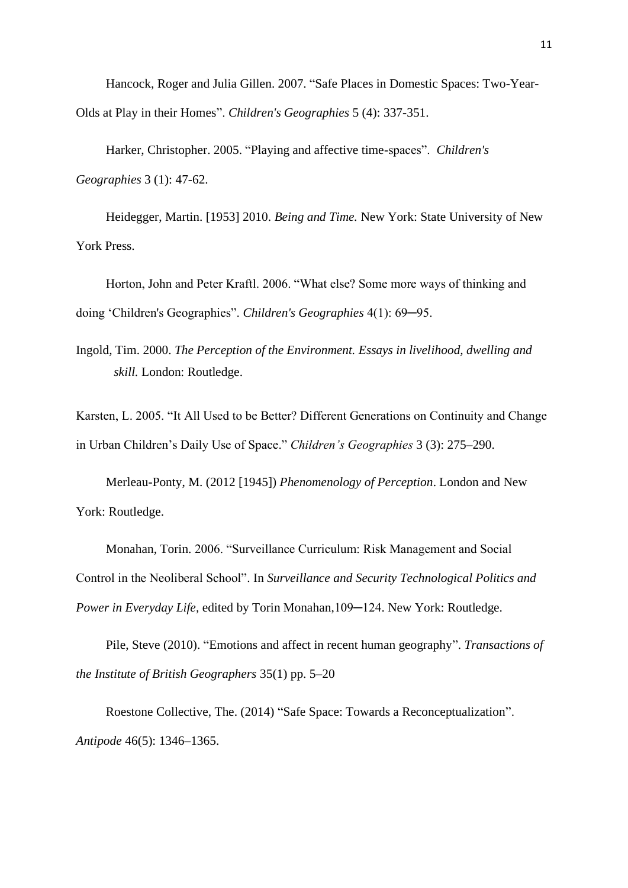Hancock, Roger and Julia Gillen. 2007. "Safe Places in Domestic Spaces: Two-Year-Olds at Play in their Homes". *Children's Geographies* 5 (4): 337-351.

Harker, Christopher. 2005. "Playing and affective time-spaces". *Children's Geographies* 3 (1): 47-62.

Heidegger, Martin. [1953] 2010. *Being and Time.* New York: State University of New York Press.

Horton, John and Peter Kraftl. 2006. "What else? Some more ways of thinking and doing 'Children's Geographies". *Children's Geographies* 4(1): 69─95.

Ingold, Tim. 2000. *The Perception of the Environment. Essays in livelihood, dwelling and skill.* London: Routledge.

Karsten, L. 2005. "It All Used to be Better? Different Generations on Continuity and Change in Urban Children's Daily Use of Space." *Children's Geographies* 3 (3): 275–290.

Merleau-Ponty, M. (2012 [1945]) *Phenomenology of Perception*. London and New York: Routledge.

Monahan, Torin. 2006. "Surveillance Curriculum: Risk Management and Social Control in the Neoliberal School". In *Surveillance and Security Technological Politics and Power in Everyday Life,* edited by Torin Monahan,109─124. New York: Routledge.

Pile, Steve (2010). "Emotions and affect in recent human geography". *Transactions of the Institute of British Geographers* 35(1) pp. 5–20

Roestone Collective, The. (2014) "Safe Space: Towards a Reconceptualization". *Antipode* 46(5): 1346–1365.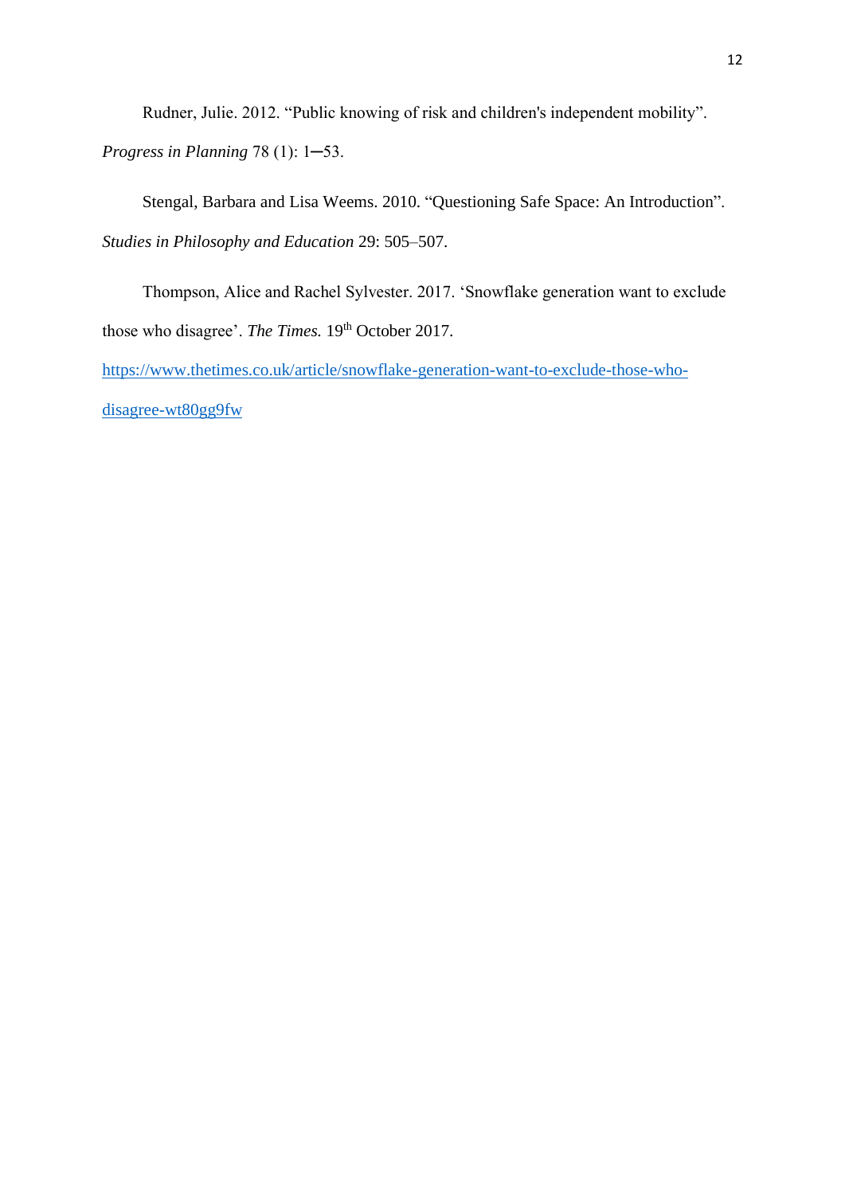Rudner, Julie. 2012. “Public knowing of risk and children's independent mobility”. *Progress in Planning* 78 (1): 1─53.

Stengal, Barbara and Lisa Weems. 2010. “Questioning Safe Space: An Introduction”. *Studies in Philosophy and Education* 29: 505–507.

Thompson, Alice and Rachel Sylvester. 2017. ‘Snowflake generation want to exclude those who disagree’. *The Times.* 19th October 2017. https://www.thetimes.co.uk/article/snowflake-generation-want-to-exclude-those-who-disagree-wt80gg9fw